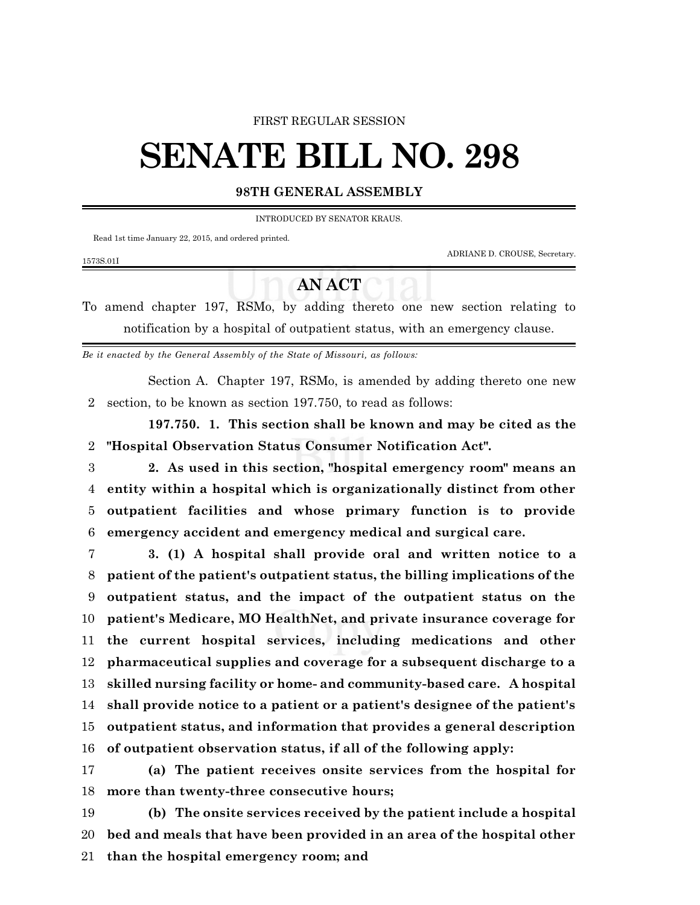FIRST REGULAR SESSION

# SENATE BILL NO. 298

**98TH GENERAL ASSEMBLY**

INTRODUCED BY SENATOR KRAUS.

Read 1st time January 22, 2015, and ordered printed.

ADRIANE D. CROUSE, Secretary.

1573S.01I

## AN ACT

To amend chapter 197, RSMo, by adding thereto one new section relating to notification by a hospital of outpatient status, with an emergency clause.

*Be it enacted by the General Assembly of the State of Missouri, as follows:*

Section A. Chapter 197, RSMo, is amended by adding thereto one new section, to be known as section 197.750, to read as follows:

**197.750. 1. This section shall be known and may be cited as the "Hospital Observation Status Consumer Notification Act".**

**2. As used in this section, "hospital emergency room" means an entity within a hospital which is organizationally distinct from other outpatient facilities and whose primary function is to provide emergency accident and emergency medical and surgical care.**

**3. (1) A hospital shall provide oral and written notice to a patient of the patient's outpatient status, the billing implications of the outpatient status, and the impact of the outpatient status on the patient's Medicare, MO HealthNet, and private insurance coverage for the current hospital services, including medications and other pharmaceutical supplies and coverage for a subsequent discharge to a skilled nursing facility or home- and community-based care. A hospital shall provide notice to a patient or a patient's designee of the patient's outpatient status, and information that provides a general description of outpatient observation status, if all of the following apply:**

**(a) The patient receives onsite services from the hospital for more than twenty-three consecutive hours;**

**(b) The onsite services received by the patient include a hospital bed and meals that have been provided in an area of the hospital other than the hospital emergency room; and**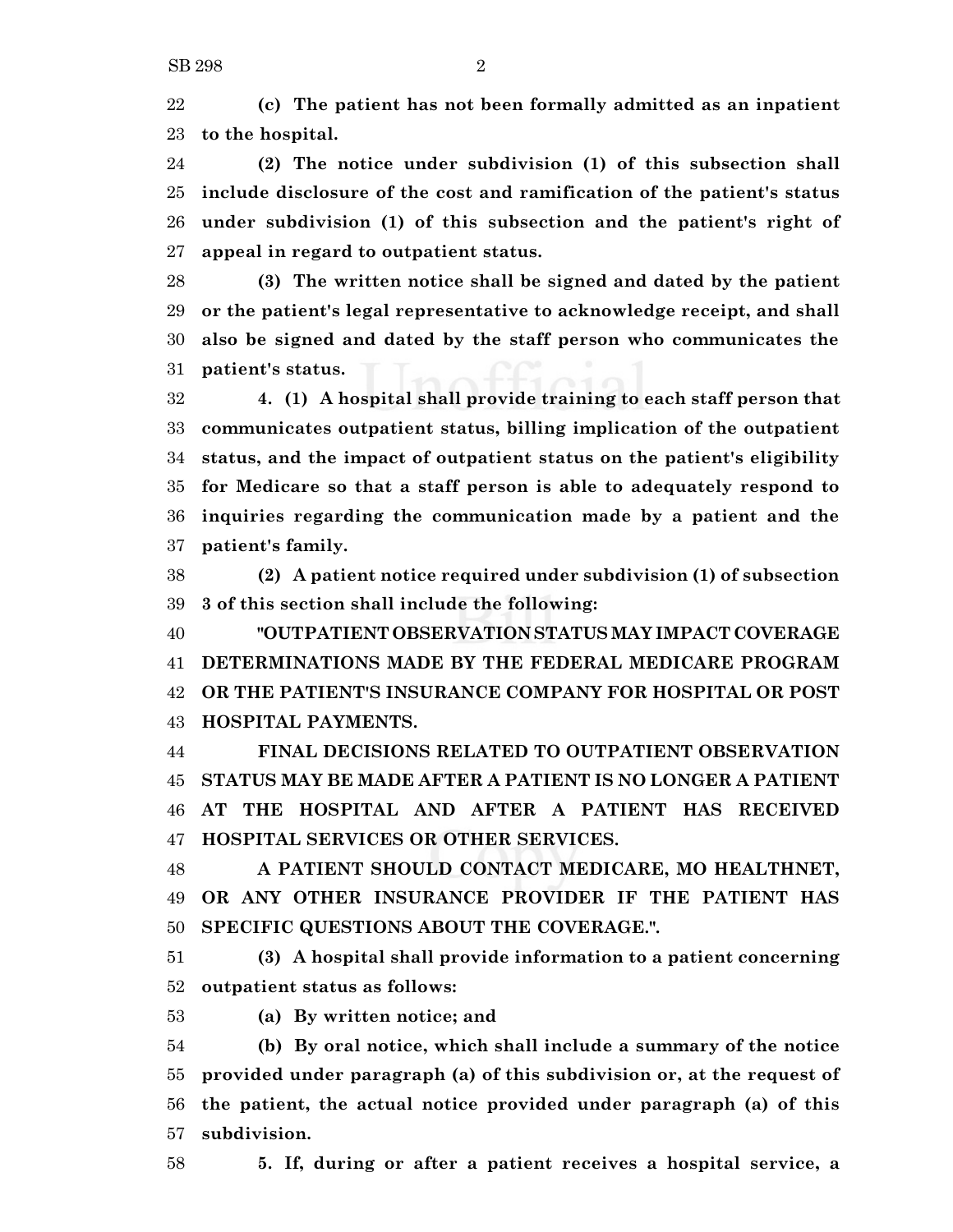**(c) The patient has not been formally admitted as an inpatient to the hospital.**

**(2) The notice under subdivision (1) of this subsection shall include disclosure of the cost and ramification of the patient's status under subdivision (1) of this subsection and the patient's right of appeal in regard to outpatient status.**

**(3) The written notice shall be signed and dated by the patient or the patient's legal representative to acknowledge receipt, and shall also be signed and dated by the staff person who communicates the patient's status.**

**4. (1) A hospital shall provide training to each staff person that communicates outpatient status, billing implication of the outpatient status, and the impact of outpatient status on the patient's eligibility for Medicare so that a staff person is able to adequately respond to inquiries regarding the communication made by a patient and the patient's family.**

**(2) A patient notice required under subdivision (1) of subsection 3 of this section shall include the following:**

**"OUTPATIENT OBSERVATION STATUS MAY IMPACT COVERAGE DETERMINATIONS MADE BY THE FEDERAL MEDICARE PROGRAM OR THE PATIENT'S INSURANCE COMPANY FOR HOSPITAL OR POST HOSPITAL PAYMENTS.**

**FINAL DECISIONS RELATED TO OUTPATIENT OBSERVATION STATUS MAY BE MADE AFTER A PATIENT IS NO LONGER A PATIENT AT THE HOSPITAL AND AFTER A PATIENT HAS RECEIVED HOSPITAL SERVICES OR OTHER SERVICES.**

**A PATIENT SHOULD CONTACT MEDICARE, MO HEALTHNET, OR ANY OTHER INSURANCE PROVIDER IF THE PATIENT HAS SPECIFIC QUESTIONS ABOUT THE COVERAGE.".**

**(3) A hospital shall provide information to a patient concerning outpatient status as follows:**

**(a) By written notice; and**

**(b) By oral notice, which shall include a summary of the notice provided under paragraph (a) of this subdivision or, at the request of the patient, the actual notice provided under paragraph (a) of this subdivision.**

**5. If, during or after a patient receives a hospital service, a**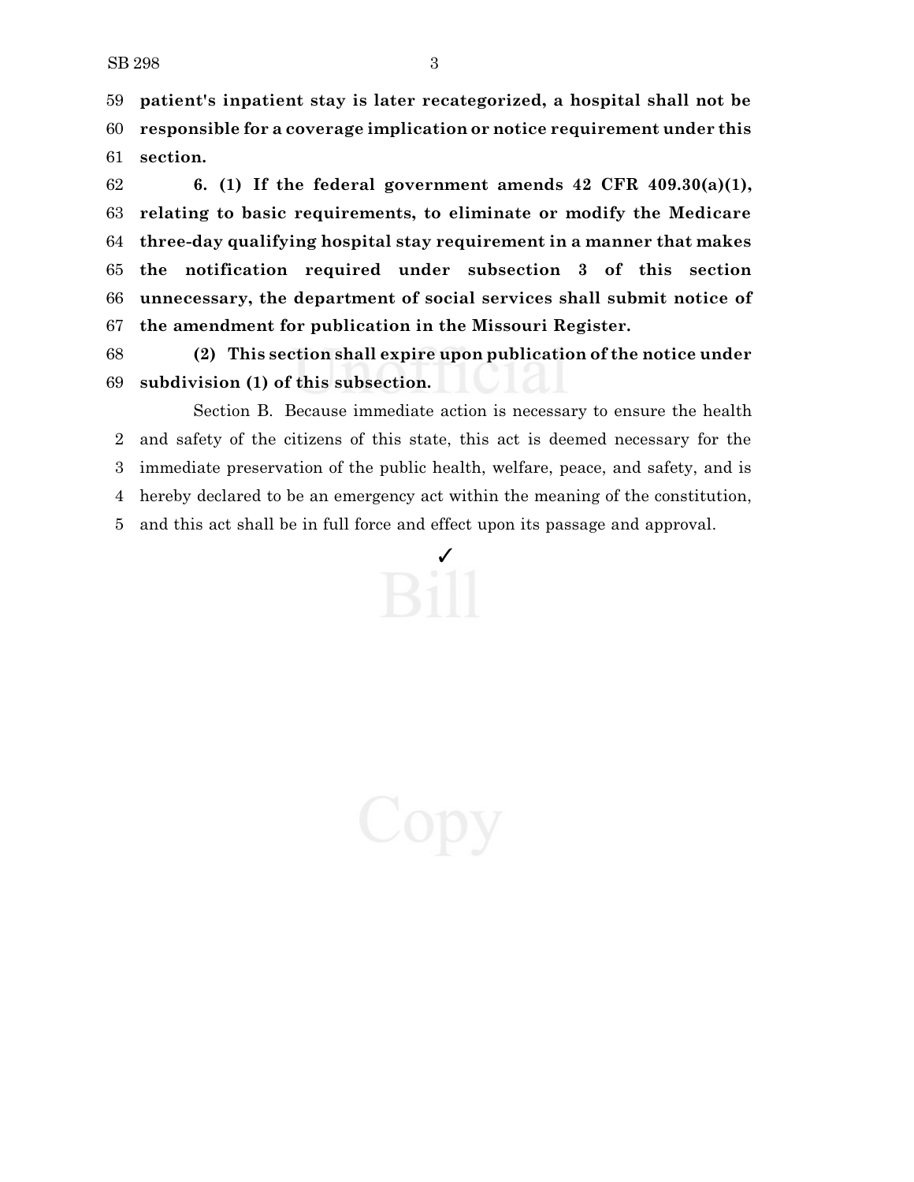**patient's inpatient stay is later recategorized, a hospital shall not be responsible for a coverage implication or notice requirement under this section.**

**6. (1) If the federal government amends 42 CFR 409.30(a)(1), relating to basic requirements, to eliminate or modify the Medicare three-day qualifying hospital stay requirement in a manner that makes the notification required under subsection 3 of this section unnecessary, the department of social services shall submit notice of the amendment for publication in the Missouri Register.**

**(2) This section shall expire upon publication of the notice under subdivision (1) of this subsection.**

Section B. Because immediate action is necessary to ensure the health and safety of the citizens of this state, this act is deemed necessary for the immediate preservation of the public health, welfare, peace, and safety, and is hereby declared to be an emergency act within the meaning of the constitution, and this act shall be in full force and effect upon its passage and approval.

✓